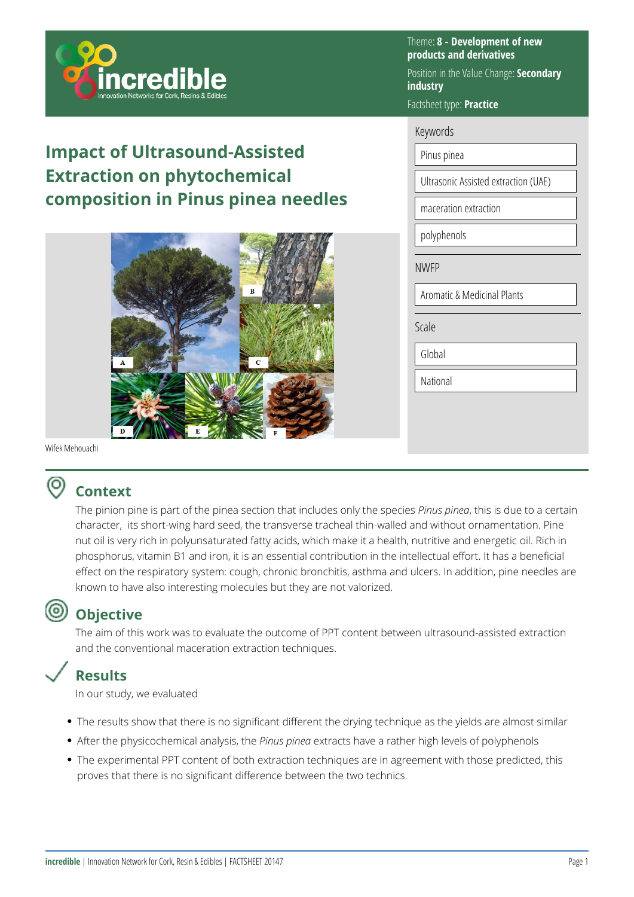Theme: **8 - Development of new products and derivatives**

Position in the Value Change: **Secondary industry**

Factsheet type: **Practice**

# Impact of Ultrasound-Assisted Extraction on phytochemical composition in Pinus pinea needles

Wifek Mehouachi

**Keywords**

- Pinus pinea
- Ultrasonic Assisted extraction (UAE)
- maceration extraction
- polyphenols

**NWFP**

- Aromatic & Medicinal Plants

**Scale**

- Global
- National

## Context

The pinion pine is part of the pinea section that includes only the species *Pinus pinea*, this is due to a certain character, its short-wing hard seed, the transverse tracheal thin-walled and without ornamentation. Pine nut oil is very rich in polyunsaturated fatty acids, which make it a health, nutritive and energetic oil. Rich in phosphorus, vitamin B1 and iron, it is an essential contribution in the intellectual effort. It has a beneficial effect on the respiratory system: cough, chronic bronchitis, asthma and ulcers. In addition, pine needles are known to have also interesting molecules but they are not valorized.

## Objective

The aim of this work was to evaluate the outcome of PPT content between ultrasound-assisted extraction and the conventional maceration extraction techniques.

## Results

In our study, we evaluated

- The results show that there is no significant different the drying technique as the yields are almost similar
- After the physicochemical analysis, the *Pinus pinea* extracts have a rather high levels of polyphenols
- The experimental PPT content of both extraction techniques are in agreement with those predicted, this proves that there is no significant difference between the two technics.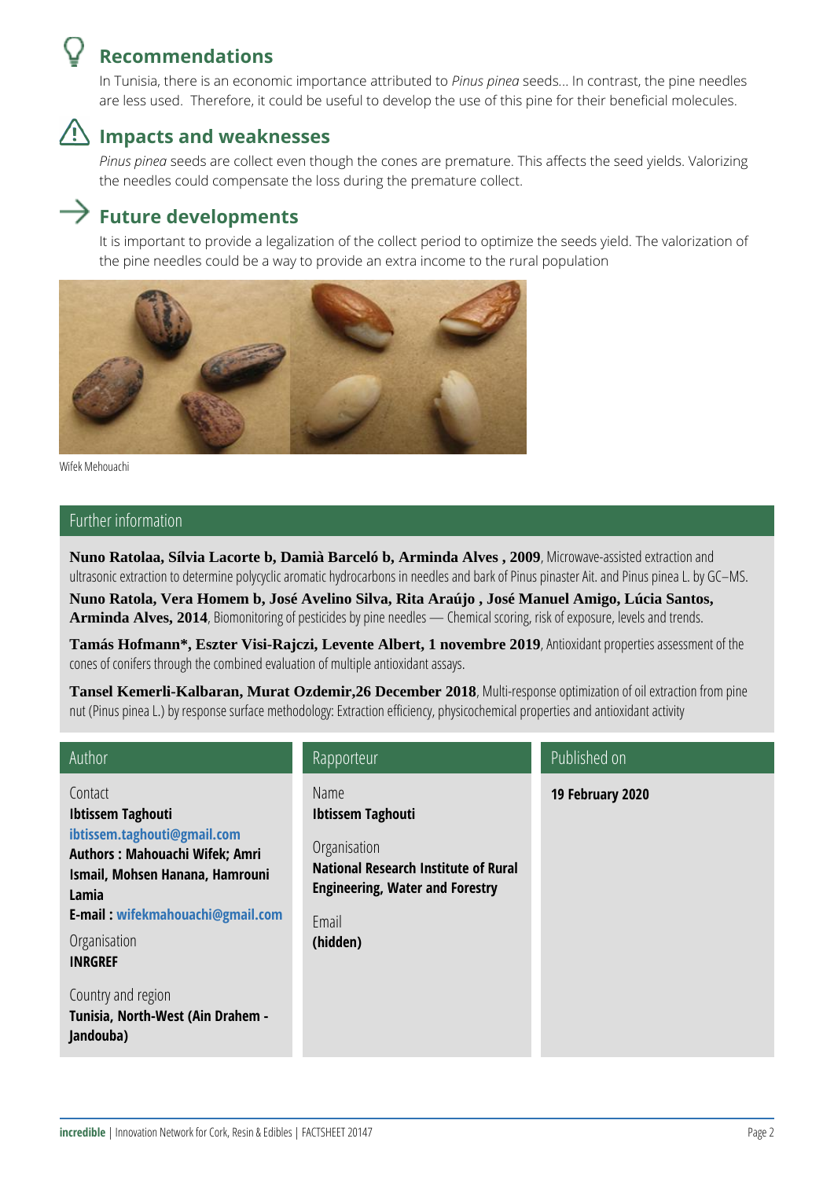## Recommendations

In Tunisia, there is an economic importance attributed to *Pinus pinea* seeds… In contrast, the pine needles are less used. Therefore, it could be useful to develop the use of this pine for their beneficial molecules.

## Impacts and weaknesses

*Pinus pinea* seeds are collect even though the cones are premature. This affects the seed yields. Valorizing the needles could compensate the loss during the premature collect.

## Future developments

It is important to provide a legalization of the collect period to optimize the seeds yield. The valorization of the pine needles could be a way to provide an extra income to the rural population

Wifek Mehouachi

## Further information

**Nuno Ratolaa, Sílvia Lacorte b, Damià Barceló b, Arminda Alves , 2009**, Microwave-assisted extraction and ultrasonic extraction to determine polycyclic aromatic hydrocarbons in needles and bark of Pinus pinaster Ait. and Pinus pinea L. by GC–MS.
**Nuno Ratola, Vera Homem b, José Avelino Silva, Rita Araújo , José Manuel Amigo, Lúcia Santos, Arminda Alves, 2014**, Biomonitoring of pesticides by pine needles — Chemical scoring, risk of exposure, levels and trends.

**Tamás Hofmann*, Eszter Visi-Rajczi, Levente Albert, 1 novembre 2019**, Antioxidant properties assessment of the cones of conifers through the combined evaluation of multiple antioxidant assays.

**Tansel Kemerli-Kalbaran, Murat Ozdemir,26 December 2018**, Multi-response optimization of oil extraction from pine nut (Pinus pinea L.) by response surface methodology: Extraction efficiency, physicochemical properties and antioxidant activity

## Author

Contact
**Ibtissem Taghouti**
**ibtissem.taghouti@gmail.com**
**Authors : Mahouachi Wifek; Amri Ismail, Mohsen Hanana, Hamrouni Lamia**
**E-mail : wifekmahouachi@gmail.com**

Organisation
**INRGREF**

Country and region
**Tunisia, North-West (Ain Drahem - Jandouba)**

## Rapporteur

Name
**Ibtissem Taghouti**

Organisation
**National Research Institute of Rural Engineering, Water and Forestry**

Email
**(hidden)**

## Published on

**19 February 2020**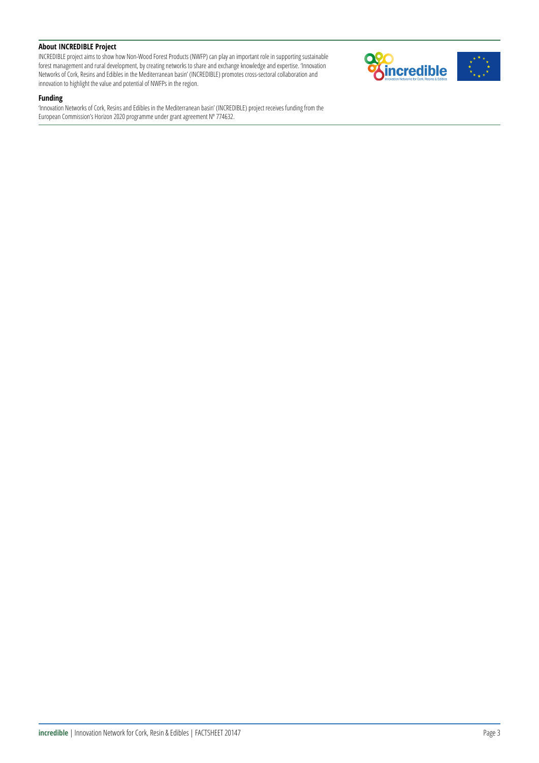**About INCREDIBLE Project**

INCREDIBLE project aims to show how Non-Wood Forest Products (NWFP) can play an important role in supporting sustainable forest management and rural development, by creating networks to share and exchange knowledge and expertise. 'Innovation Networks of Cork, Resins and Edibles in the Mediterranean basin' (INCREDIBLE) promotes cross-sectoral collaboration and innovation to highlight the value and potential of NWFPs in the region.

**Funding**

'Innovation Networks of Cork, Resins and Edibles in the Mediterranean basin' (INCREDIBLE) project receives funding from the European Commission's Horizon 2020 programme under grant agreement Nº 774632.